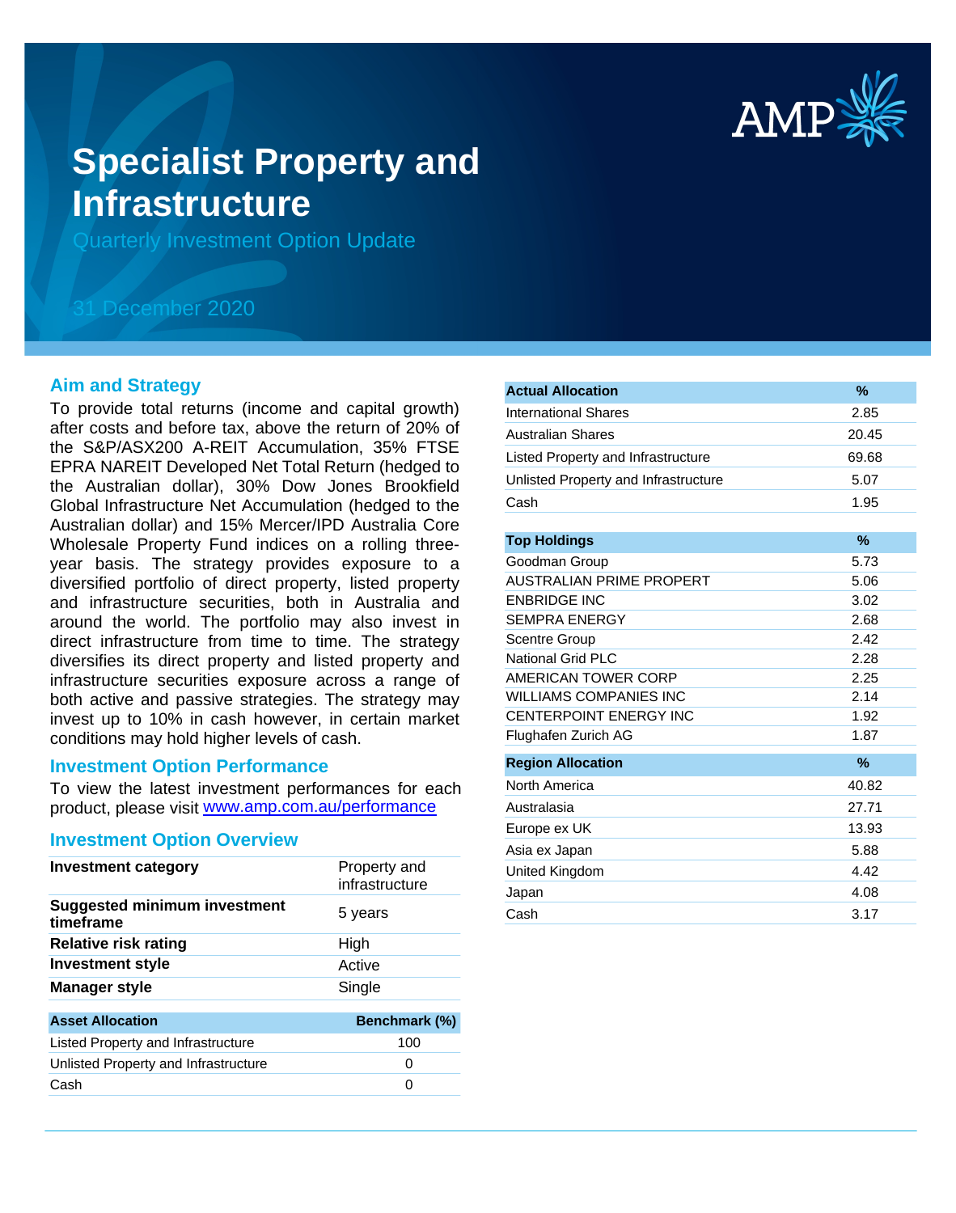# Specialist Property and Infrastructure

Quarterly Investment Option Update

31 December 2020

## Aim and Strategy

To provide total returns (income and capital growth) after costs and before tax, above the return of 20% of the S&P/ASX200 A-REIT Accumulation, 35% FTSE EPRA NAREIT Developed Net Total Return (hedged to the Australian dollar), 30% Dow Jones Brookfield Global Infrastructure Net Accumulation (hedged to the Australian dollar) and 15% Mercer/IPD Australia Core Wholesale Property Fund indices on a rolling three-year basis. The strategy provides exposure to a diversified portfolio of direct property, listed property and infrastructure securities, both in Australia and around the world. The portfolio may also invest in direct infrastructure from time to time. The strategy diversifies its direct property and listed property and infrastructure securities exposure across a range of both active and passive strategies. The strategy may invest up to 10% in cash however, in certain market conditions may hold higher levels of cash.

## Investment Option Performance

To view the latest investment performances for each product, please visit www.amp.com.au/performance

## Investment Option Overview

| | |
|---|---|
| **Investment category** | Property and infrastructure |
| **Suggested minimum investment timeframe** | 5 years |
| **Relative risk rating** | High |
| **Investment style** | Active |
| **Manager style** | Single |

| Asset Allocation | Benchmark (%) |
|---|---|
| Listed Property and Infrastructure | 100 |
| Unlisted Property and Infrastructure | 0 |
| Cash | 0 |

| Actual Allocation | % |
|---|---|
| International Shares | 2.85 |
| Australian Shares | 20.45 |
| Listed Property and Infrastructure | 69.68 |
| Unlisted Property and Infrastructure | 5.07 |
| Cash | 1.95 |

| Top Holdings | % |
|---|---|
| Goodman Group | 5.73 |
| AUSTRALIAN PRIME PROPERT | 5.06 |
| ENBRIDGE INC | 3.02 |
| SEMPRA ENERGY | 2.68 |
| Scentre Group | 2.42 |
| National Grid PLC | 2.28 |
| AMERICAN TOWER CORP | 2.25 |
| WILLIAMS COMPANIES INC | 2.14 |
| CENTERPOINT ENERGY INC | 1.92 |
| Flughafen Zurich AG | 1.87 |

| Region Allocation | % |
|---|---|
| North America | 40.82 |
| Australasia | 27.71 |
| Europe ex UK | 13.93 |
| Asia ex Japan | 5.88 |
| United Kingdom | 4.42 |
| Japan | 4.08 |
| Cash | 3.17 |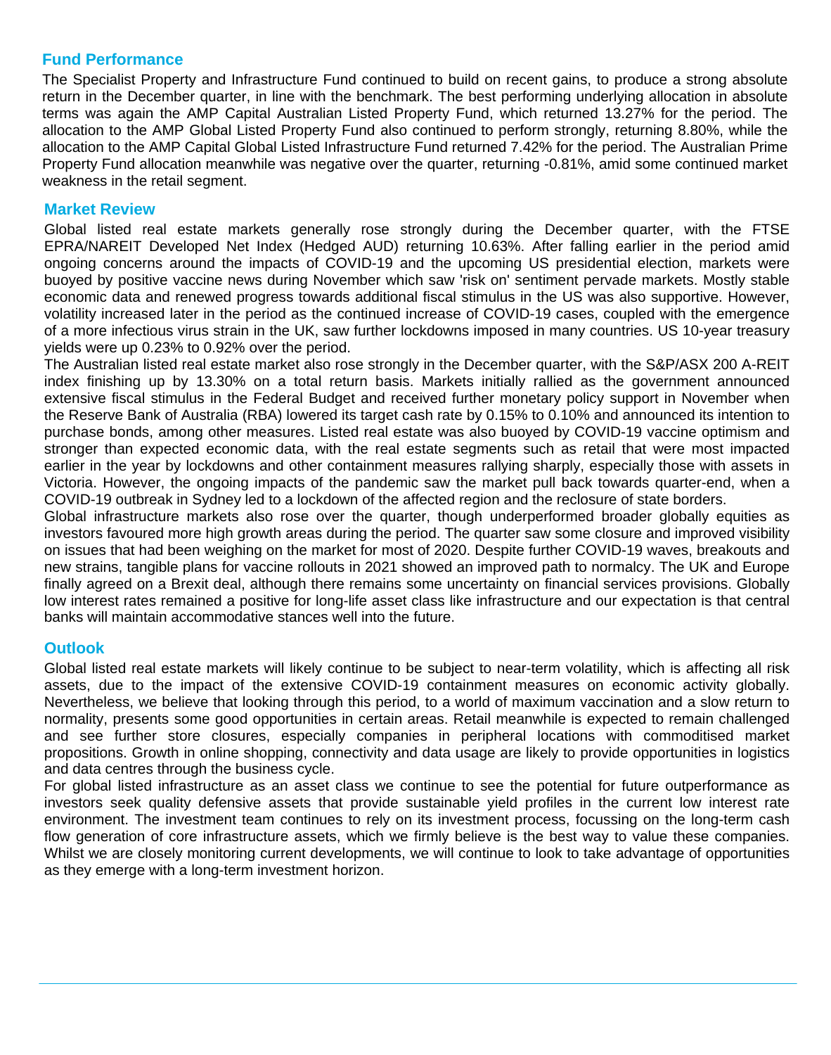## Fund Performance

The Specialist Property and Infrastructure Fund continued to build on recent gains, to produce a strong absolute return in the December quarter, in line with the benchmark. The best performing underlying allocation in absolute terms was again the AMP Capital Australian Listed Property Fund, which returned 13.27% for the period. The allocation to the AMP Global Listed Property Fund also continued to perform strongly, returning 8.80%, while the allocation to the AMP Capital Global Listed Infrastructure Fund returned 7.42% for the period. The Australian Prime Property Fund allocation meanwhile was negative over the quarter, returning -0.81%, amid some continued market weakness in the retail segment.

## Market Review

Global listed real estate markets generally rose strongly during the December quarter, with the FTSE EPRA/NAREIT Developed Net Index (Hedged AUD) returning 10.63%. After falling earlier in the period amid ongoing concerns around the impacts of COVID-19 and the upcoming US presidential election, markets were buoyed by positive vaccine news during November which saw 'risk on' sentiment pervade markets. Mostly stable economic data and renewed progress towards additional fiscal stimulus in the US was also supportive. However, volatility increased later in the period as the continued increase of COVID-19 cases, coupled with the emergence of a more infectious virus strain in the UK, saw further lockdowns imposed in many countries. US 10-year treasury yields were up 0.23% to 0.92% over the period.

The Australian listed real estate market also rose strongly in the December quarter, with the S&P/ASX 200 A-REIT index finishing up by 13.30% on a total return basis. Markets initially rallied as the government announced extensive fiscal stimulus in the Federal Budget and received further monetary policy support in November when the Reserve Bank of Australia (RBA) lowered its target cash rate by 0.15% to 0.10% and announced its intention to purchase bonds, among other measures. Listed real estate was also buoyed by COVID-19 vaccine optimism and stronger than expected economic data, with the real estate segments such as retail that were most impacted earlier in the year by lockdowns and other containment measures rallying sharply, especially those with assets in Victoria. However, the ongoing impacts of the pandemic saw the market pull back towards quarter-end, when a COVID-19 outbreak in Sydney led to a lockdown of the affected region and the reclosure of state borders.

Global infrastructure markets also rose over the quarter, though underperformed broader globally equities as investors favoured more high growth areas during the period. The quarter saw some closure and improved visibility on issues that had been weighing on the market for most of 2020. Despite further COVID-19 waves, breakouts and new strains, tangible plans for vaccine rollouts in 2021 showed an improved path to normalcy. The UK and Europe finally agreed on a Brexit deal, although there remains some uncertainty on financial services provisions. Globally low interest rates remained a positive for long-life asset class like infrastructure and our expectation is that central banks will maintain accommodative stances well into the future.

## Outlook

Global listed real estate markets will likely continue to be subject to near-term volatility, which is affecting all risk assets, due to the impact of the extensive COVID-19 containment measures on economic activity globally. Nevertheless, we believe that looking through this period, to a world of maximum vaccination and a slow return to normality, presents some good opportunities in certain areas. Retail meanwhile is expected to remain challenged and see further store closures, especially companies in peripheral locations with commoditised market propositions. Growth in online shopping, connectivity and data usage are likely to provide opportunities in logistics and data centres through the business cycle.

For global listed infrastructure as an asset class we continue to see the potential for future outperformance as investors seek quality defensive assets that provide sustainable yield profiles in the current low interest rate environment. The investment team continues to rely on its investment process, focussing on the long-term cash flow generation of core infrastructure assets, which we firmly believe is the best way to value these companies. Whilst we are closely monitoring current developments, we will continue to look to take advantage of opportunities as they emerge with a long-term investment horizon.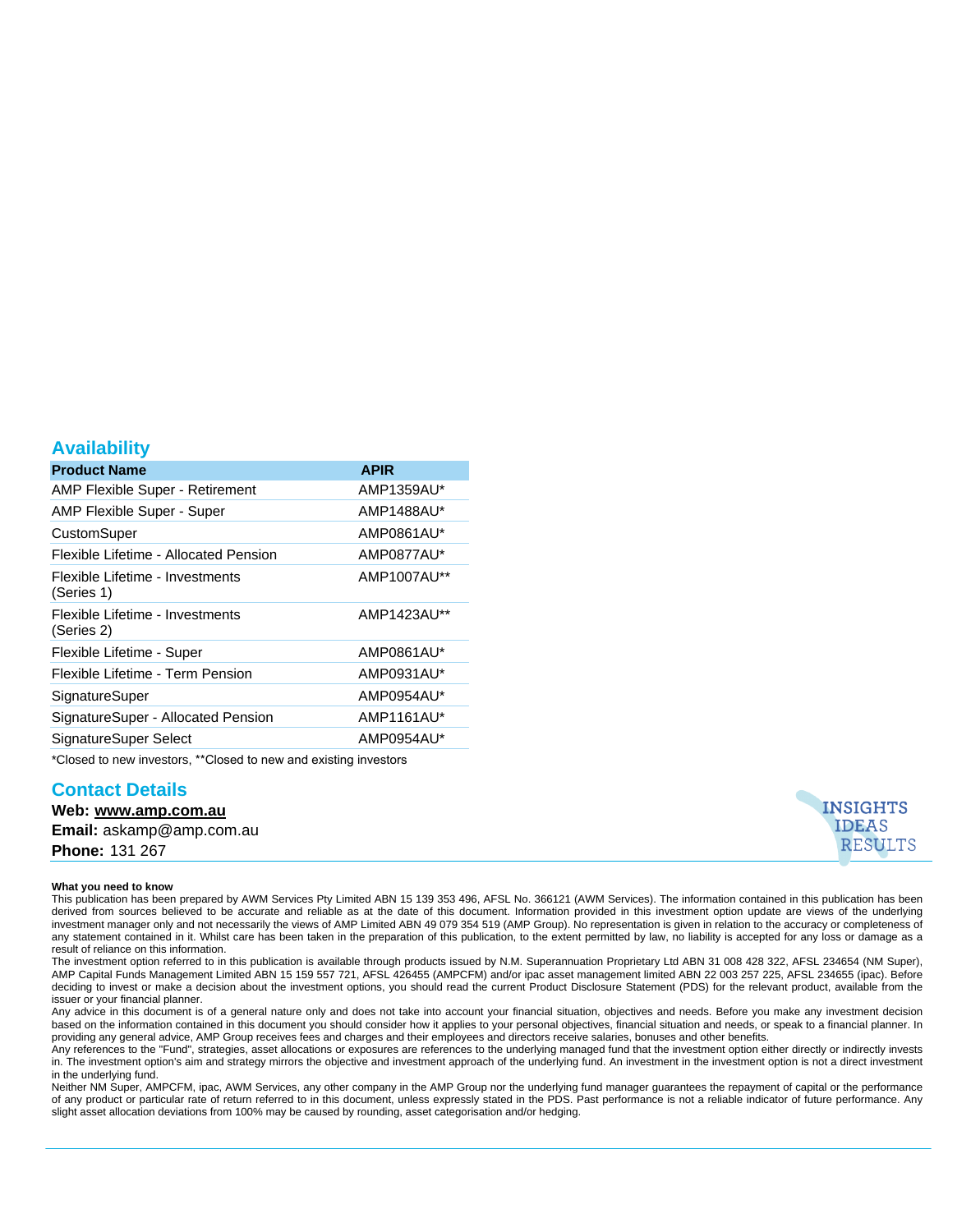## Availability

| Product Name | APIR |
|---|---|
| AMP Flexible Super - Retirement | AMP1359AU* |
| AMP Flexible Super - Super | AMP1488AU* |
| CustomSuper | AMP0861AU* |
| Flexible Lifetime - Allocated Pension | AMP0877AU* |
| Flexible Lifetime - Investments (Series 1) | AMP1007AU** |
| Flexible Lifetime - Investments (Series 2) | AMP1423AU** |
| Flexible Lifetime - Super | AMP0861AU* |
| Flexible Lifetime - Term Pension | AMP0931AU* |
| SignatureSuper | AMP0954AU* |
| SignatureSuper - Allocated Pension | AMP1161AU* |
| SignatureSuper Select | AMP0954AU* |

*Closed to new investors, **Closed to new and existing investors

## Contact Details

**Web:** **www.amp.com.au**
**Email:** askamp@amp.com.au
**Phone:** 131 267

INSIGHTS
IDEAS
RESULTS

**What you need to know**

This publication has been prepared by AWM Services Pty Limited ABN 15 139 353 496, AFSL No. 366121 (AWM Services). The information contained in this publication has been derived from sources believed to be accurate and reliable as at the date of this document. Information provided in this investment option update are views of the underlying investment manager only and not necessarily the views of AMP Limited ABN 49 079 354 519 (AMP Group). No representation is given in relation to the accuracy or completeness of any statement contained in it. Whilst care has been taken in the preparation of this publication, to the extent permitted by law, no liability is accepted for any loss or damage as a result of reliance on this information.

The investment option referred to in this publication is available through products issued by N.M. Superannuation Proprietary Ltd ABN 31 008 428 322, AFSL 234654 (NM Super), AMP Capital Funds Management Limited ABN 15 159 557 721, AFSL 426455 (AMPCFM) and/or ipac asset management limited ABN 22 003 257 225, AFSL 234655 (ipac). Before deciding to invest or make a decision about the investment options, you should read the current Product Disclosure Statement (PDS) for the relevant product, available from the issuer or your financial planner.

Any advice in this document is of a general nature only and does not take into account your financial situation, objectives and needs. Before you make any investment decision based on the information contained in this document you should consider how it applies to your personal objectives, financial situation and needs, or speak to a financial planner. In providing any general advice, AMP Group receives fees and charges and their employees and directors receive salaries, bonuses and other benefits.

Any references to the "Fund", strategies, asset allocations or exposures are references to the underlying managed fund that the investment option either directly or indirectly invests in. The investment option's aim and strategy mirrors the objective and investment approach of the underlying fund. An investment in the investment option is not a direct investment in the underlying fund.

Neither NM Super, AMPCFM, ipac, AWM Services, any other company in the AMP Group nor the underlying fund manager guarantees the repayment of capital or the performance of any product or particular rate of return referred to in this document, unless expressly stated in the PDS. Past performance is not a reliable indicator of future performance. Any slight asset allocation deviations from 100% may be caused by rounding, asset categorisation and/or hedging.